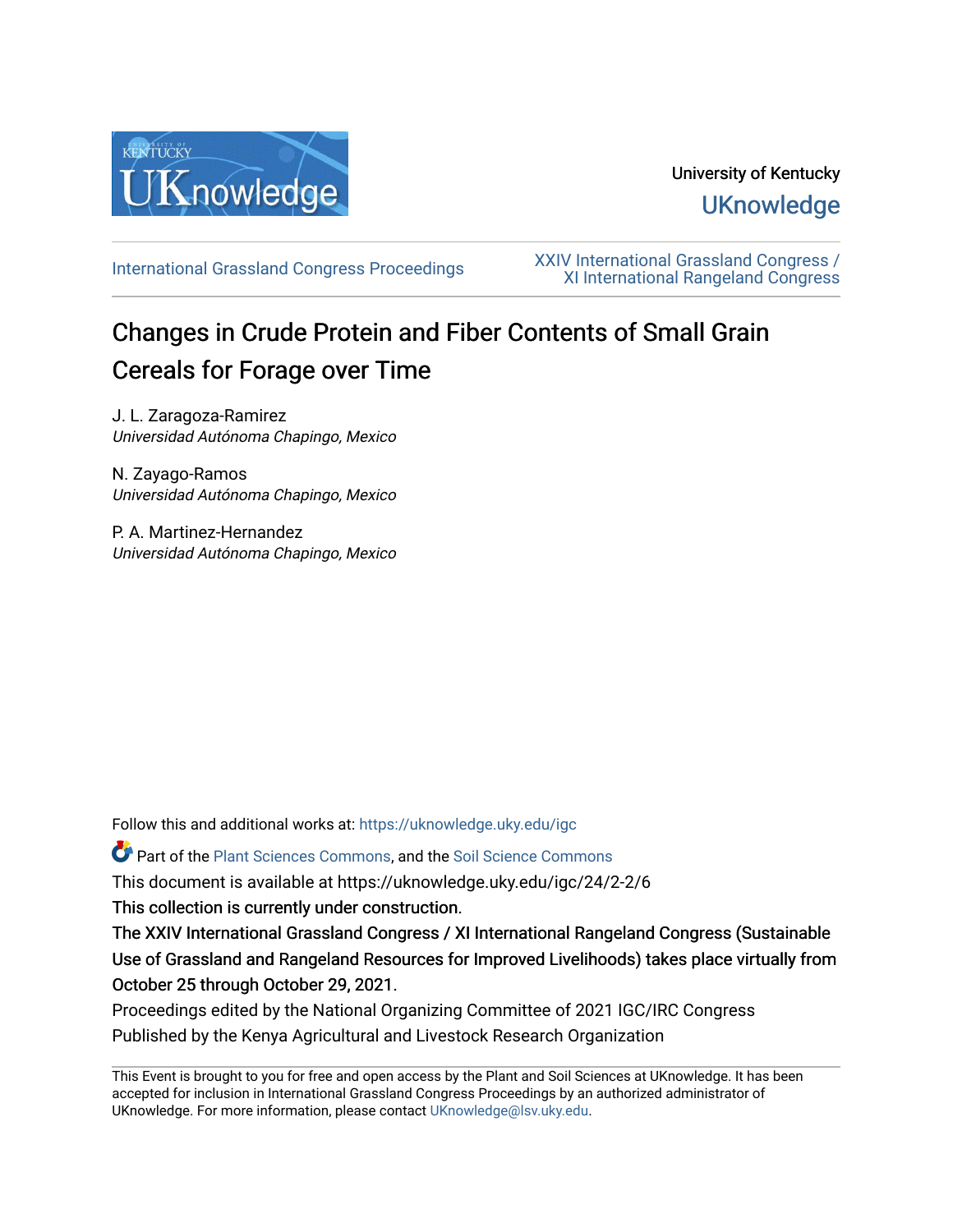University of Kentucky

UKnowledge

International Grassland Congress Proceedings

XXIV International Grassland Congress / XI International Rangeland Congress

# Changes in Crude Protein and Fiber Contents of Small Grain Cereals for Forage over Time

J. L. Zaragoza-Ramirez
*Universidad Autónoma Chapingo, Mexico*

N. Zayago-Ramos
*Universidad Autónoma Chapingo, Mexico*

P. A. Martinez-Hernandez
*Universidad Autónoma Chapingo, Mexico*

Follow this and additional works at: https://uknowledge.uky.edu/igc

Part of the Plant Sciences Commons, and the Soil Science Commons

This document is available at https://uknowledge.uky.edu/igc/24/2-2/6

This collection is currently under construction.

The XXIV International Grassland Congress / XI International Rangeland Congress (Sustainable Use of Grassland and Rangeland Resources for Improved Livelihoods) takes place virtually from October 25 through October 29, 2021.

Proceedings edited by the National Organizing Committee of 2021 IGC/IRC Congress

Published by the Kenya Agricultural and Livestock Research Organization

This Event is brought to you for free and open access by the Plant and Soil Sciences at UKnowledge. It has been accepted for inclusion in International Grassland Congress Proceedings by an authorized administrator of UKnowledge. For more information, please contact UKnowledge@lsv.uky.edu.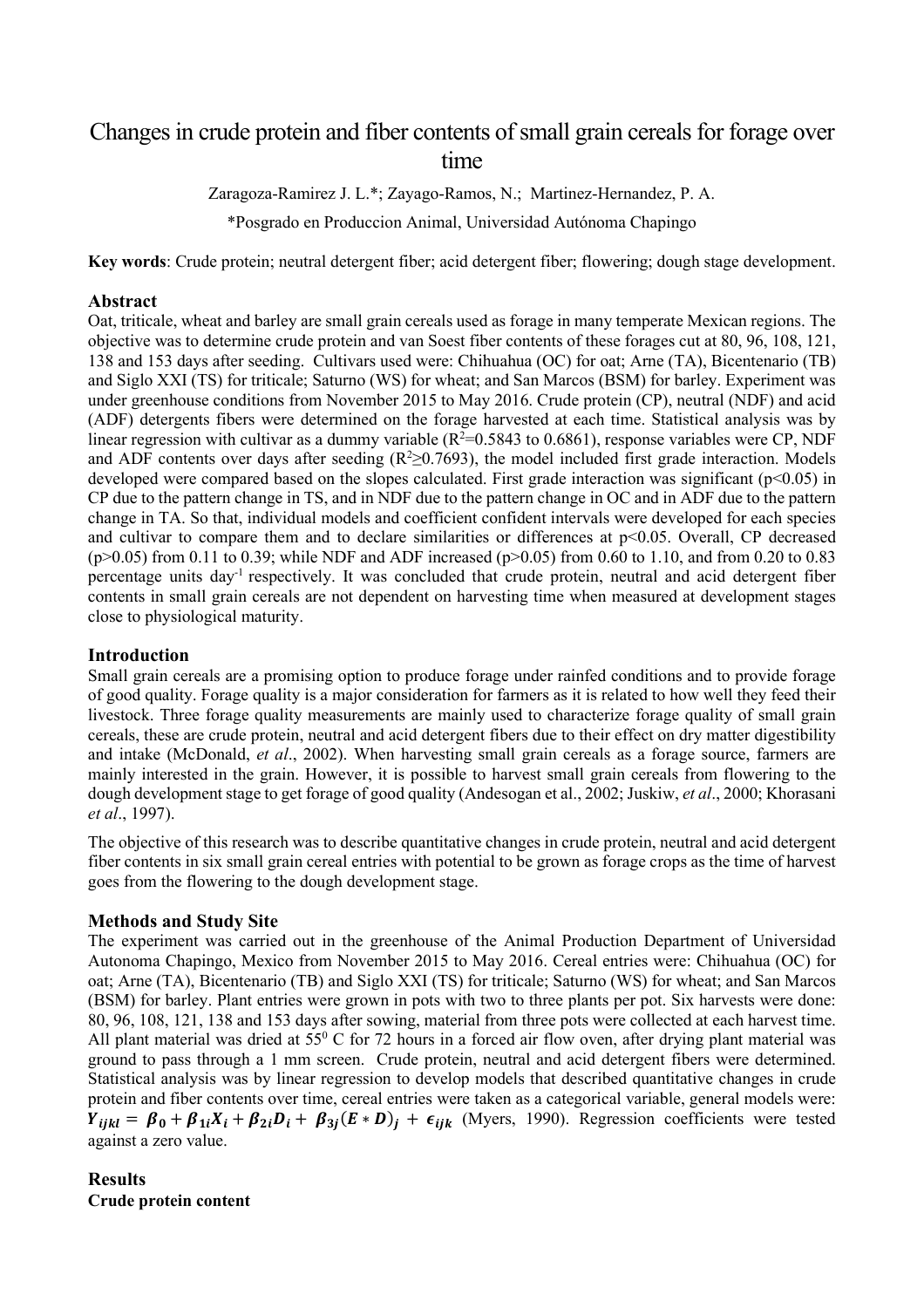# Changes in crude protein and fiber contents of small grain cereals for forage over time

Zaragoza-Ramirez J. L.*; Zayago-Ramos, N.; Martinez-Hernandez, P. A.

*Posgrado en Produccion Animal, Universidad Autónoma Chapingo

**Key words**: Crude protein; neutral detergent fiber; acid detergent fiber; flowering; dough stage development.

## Abstract

Oat, triticale, wheat and barley are small grain cereals used as forage in many temperate Mexican regions. The objective was to determine crude protein and van Soest fiber contents of these forages cut at 80, 96, 108, 121, 138 and 153 days after seeding. Cultivars used were: Chihuahua (OC) for oat; Arne (TA), Bicentenario (TB) and Siglo XXI (TS) for triticale; Saturno (WS) for wheat; and San Marcos (BSM) for barley. Experiment was under greenhouse conditions from November 2015 to May 2016. Crude protein (CP), neutral (NDF) and acid (ADF) detergents fibers were determined on the forage harvested at each time. Statistical analysis was by linear regression with cultivar as a dummy variable ($R^2$=0.5843 to 0.6861), response variables were CP, NDF and ADF contents over days after seeding ($R^2 \geq 0.7693$), the model included first grade interaction. Models developed were compared based on the slopes calculated. First grade interaction was significant ($p<0.05$) in CP due to the pattern change in TS, and in NDF due to the pattern change in OC and in ADF due to the pattern change in TA. So that, individual models and coefficient confident intervals were developed for each species and cultivar to compare them and to declare similarities or differences at $p<0.05$. Overall, CP decreased ($p>0.05$) from 0.11 to 0.39; while NDF and ADF increased ($p>0.05$) from 0.60 to 1.10, and from 0.20 to 0.83 percentage units day$^{-1}$ respectively. It was concluded that crude protein, neutral and acid detergent fiber contents in small grain cereals are not dependent on harvesting time when measured at development stages close to physiological maturity.

## Introduction

Small grain cereals are a promising option to produce forage under rainfed conditions and to provide forage of good quality. Forage quality is a major consideration for farmers as it is related to how well they feed their livestock. Three forage quality measurements are mainly used to characterize forage quality of small grain cereals, these are crude protein, neutral and acid detergent fibers due to their effect on dry matter digestibility and intake (McDonald, *et al*., 2002). When harvesting small grain cereals as a forage source, farmers are mainly interested in the grain. However, it is possible to harvest small grain cereals from flowering to the dough development stage to get forage of good quality (Andesogan et al., 2002; Juskiw, *et al*., 2000; Khorasani *et al*., 1997).

The objective of this research was to describe quantitative changes in crude protein, neutral and acid detergent fiber contents in six small grain cereal entries with potential to be grown as forage crops as the time of harvest goes from the flowering to the dough development stage.

## Methods and Study Site

The experiment was carried out in the greenhouse of the Animal Production Department of Universidad Autonoma Chapingo, Mexico from November 2015 to May 2016. Cereal entries were: Chihuahua (OC) for oat; Arne (TA), Bicentenario (TB) and Siglo XXI (TS) for triticale; Saturno (WS) for wheat; and San Marcos (BSM) for barley. Plant entries were grown in pots with two to three plants per pot. Six harvests were done: 80, 96, 108, 121, 138 and 153 days after sowing, material from three pots were collected at each harvest time. All plant material was dried at 55$^0$ C for 72 hours in a forced air flow oven, after drying plant material was ground to pass through a 1 mm screen. Crude protein, neutral and acid detergent fibers were determined. Statistical analysis was by linear regression to develop models that described quantitative changes in crude protein and fiber contents over time, cereal entries were taken as a categorical variable, general models were: $\boldsymbol{Y_{ijkl} = \beta_0 + \beta_{1i}X_i + \beta_{2i}D_i + \beta_{3j}(E * D)_j + \epsilon_{ijk}}$ (Myers, 1990). Regression coefficients were tested against a zero value.

## Results

### Crude protein content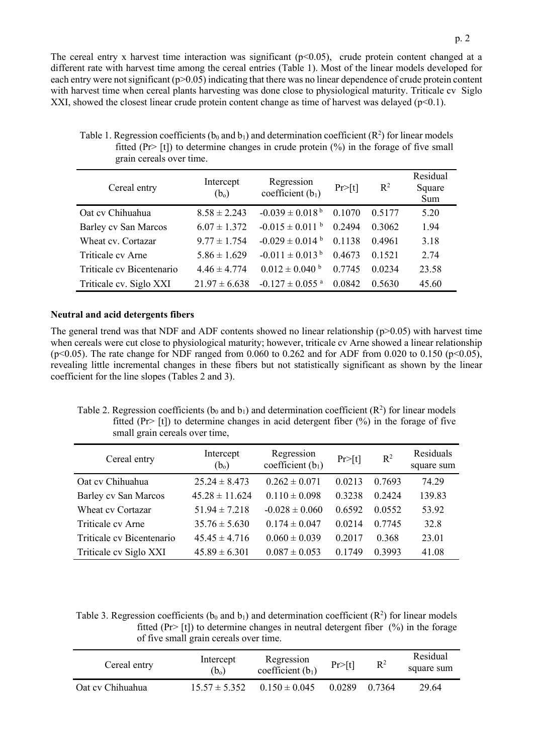The cereal entry x harvest time interaction was significant ($p<0.05$), crude protein content changed at a different rate with harvest time among the cereal entries (Table 1). Most of the linear models developed for each entry were not significant ($p>0.05$) indicating that there was no linear dependence of crude protein content with harvest time when cereal plants harvesting was done close to physiological maturity. Triticale cv Siglo XXI, showed the closest linear crude protein content change as time of harvest was delayed ($p<0.1$).

Table 1. Regression coefficients ($b_0$ and $b_1$) and determination coefficient ($R^2$) for linear models fitted (Pr> [t]) to determine changes in crude protein (%) in the forage of five small grain cereals over time.

| Cereal entry | Intercept ($b_o$) | Regression coefficient ($b_1$) | Pr>[t] | $R^2$ | Residual Square Sum |
|---|---|---|---|---|---|
| Oat cv Chihuahua | 8.58 ± 2.243 | -0.039 ± 0.018 [b] | 0.1070 | 0.5177 | 5.20 |
| Barley cv San Marcos | 6.07 ± 1.372 | -0.015 ± 0.011 [b] | 0.2494 | 0.3062 | 1.94 |
| Wheat cv. Cortazar | 9.77 ± 1.754 | -0.029 ± 0.014 [b] | 0.1138 | 0.4961 | 3.18 |
| Triticale cv Arne | 5.86 ± 1.629 | -0.011 ± 0.013 [b] | 0.4673 | 0.1521 | 2.74 |
| Triticale cv Bicentenario | 4.46 ± 4.774 | 0.012 ± 0.040 [b] | 0.7745 | 0.0234 | 23.58 |
| Triticale cv. Siglo XXI | 21.97 ± 6.638 | -0.127 ± 0.055 [a] | 0.0842 | 0.5630 | 45.60 |

### Neutral and acid detergents fibers

The general trend was that NDF and ADF contents showed no linear relationship ($p>0.05$) with harvest time when cereals were cut close to physiological maturity; however, triticale cv Arne showed a linear relationship ($p<0.05$). The rate change for NDF ranged from 0.060 to 0.262 and for ADF from 0.020 to 0.150 ($p<0.05$), revealing little incremental changes in these fibers but not statistically significant as shown by the linear coefficient for the line slopes (Tables 2 and 3).

Table 2. Regression coefficients ($b_0$ and $b_1$) and determination coefficient ($R^2$) for linear models fitted (Pr> [t]) to determine changes in acid detergent fiber (%) in the forage of five small grain cereals over time,

| Cereal entry | Intercept ($b_o$) | Regression coefficient ($b_1$) | Pr>[t] | $R^2$ | Residuals square sum |
|---|---|---|---|---|---|
| Oat cv Chihuahua | 25.24 ± 8.473 | 0.262 ± 0.071 | 0.0213 | 0.7693 | 74.29 |
| Barley cv San Marcos | 45.28 ± 11.624 | 0.110 ± 0.098 | 0.3238 | 0.2424 | 139.83 |
| Wheat cv Cortazar | 51.94 ± 7.218 | -0.028 ± 0.060 | 0.6592 | 0.0552 | 53.92 |
| Triticale cv Arne | 35.76 ± 5.630 | 0.174 ± 0.047 | 0.0214 | 0.7745 | 32.8 |
| Triticale cv Bicentenario | 45.45 ± 4.716 | 0.060 ± 0.039 | 0.2017 | 0.368 | 23.01 |
| Triticale cv Siglo XXI | 45.89 ± 6.301 | 0.087 ± 0.053 | 0.1749 | 0.3993 | 41.08 |

Table 3. Regression coefficients ($b_0$ and $b_1$) and determination coefficient ($R^2$) for linear models fitted (Pr> [t]) to determine changes in neutral detergent fiber (%) in the forage of five small grain cereals over time.

| Cereal entry | Intercept ($b_o$) | Regression coefficient ($b_1$) | Pr>[t] | $R^2$ | Residual square sum |
|---|---|---|---|---|---|
| Oat cv Chihuahua | 15.57 ± 5.352 | 0.150 ± 0.045 | 0.0289 | 0.7364 | 29.64 |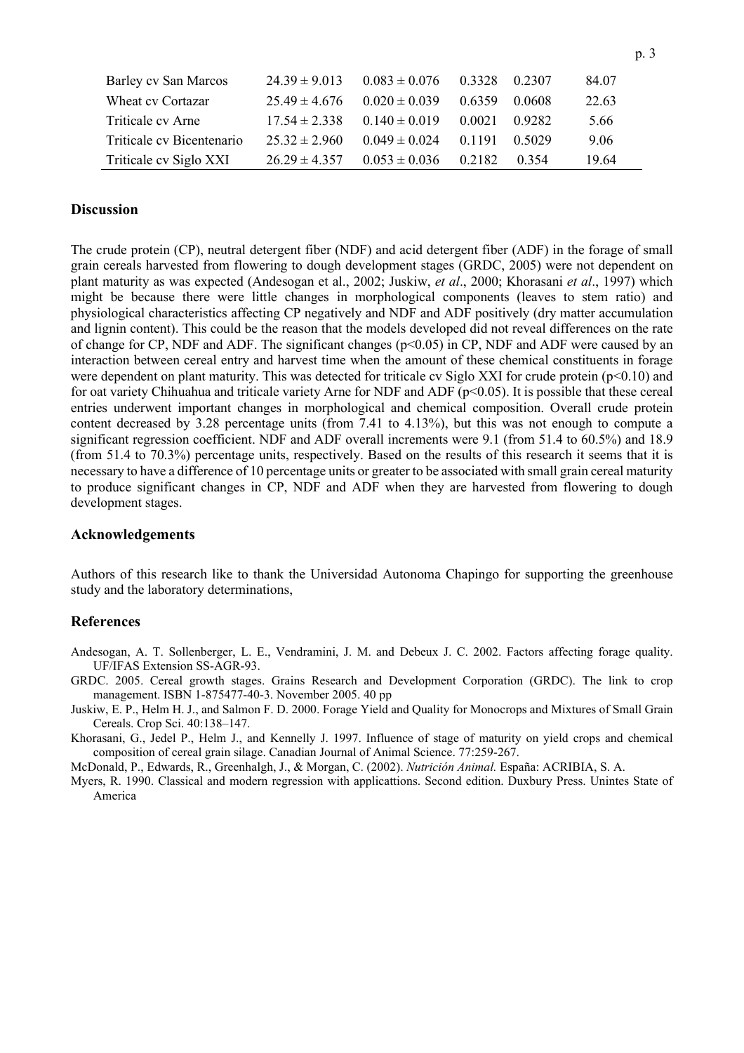| | | | | | |
|---|---|---|---|---|---|
| Barley cv San Marcos | 24.39 ± 9.013 | 0.083 ± 0.076 | 0.3328 | 0.2307 | 84.07 |
| Wheat cv Cortazar | 25.49 ± 4.676 | 0.020 ± 0.039 | 0.6359 | 0.0608 | 22.63 |
| Triticale cv Arne | 17.54 ± 2.338 | 0.140 ± 0.019 | 0.0021 | 0.9282 | 5.66 |
| Triticale cv Bicentenario | 25.32 ± 2.960 | 0.049 ± 0.024 | 0.1191 | 0.5029 | 9.06 |
| Triticale cv Siglo XXI | 26.29 ± 4.357 | 0.053 ± 0.036 | 0.2182 | 0.354 | 19.64 |

## Discussion

The crude protein (CP), neutral detergent fiber (NDF) and acid detergent fiber (ADF) in the forage of small grain cereals harvested from flowering to dough development stages (GRDC, 2005) were not dependent on plant maturity as was expected (Andesogan et al., 2002; Juskiw, *et al*., 2000; Khorasani *et al*., 1997) which might be because there were little changes in morphological components (leaves to stem ratio) and physiological characteristics affecting CP negatively and NDF and ADF positively (dry matter accumulation and lignin content). This could be the reason that the models developed did not reveal differences on the rate of change for CP, NDF and ADF. The significant changes ($p<0.05$) in CP, NDF and ADF were caused by an interaction between cereal entry and harvest time when the amount of these chemical constituents in forage were dependent on plant maturity. This was detected for triticale cv Siglo XXI for crude protein ($p<0.10$) and for oat variety Chihuahua and triticale variety Arne for NDF and ADF ($p<0.05$). It is possible that these cereal entries underwent important changes in morphological and chemical composition. Overall crude protein content decreased by 3.28 percentage units (from 7.41 to 4.13%), but this was not enough to compute a significant regression coefficient. NDF and ADF overall increments were 9.1 (from 51.4 to 60.5%) and 18.9 (from 51.4 to 70.3%) percentage units, respectively. Based on the results of this research it seems that it is necessary to have a difference of 10 percentage units or greater to be associated with small grain cereal maturity to produce significant changes in CP, NDF and ADF when they are harvested from flowering to dough development stages.

## Acknowledgements

Authors of this research like to thank the Universidad Autonoma Chapingo for supporting the greenhouse study and the laboratory determinations,

## References

Andesogan, A. T. Sollenberger, L. E., Vendramini, J. M. and Debeux J. C. 2002. Factors affecting forage quality. UF/IFAS Extension SS-AGR-93.

GRDC. 2005. Cereal growth stages. Grains Research and Development Corporation (GRDC). The link to crop management. ISBN 1-875477-40-3. November 2005. 40 pp

Juskiw, E. P., Helm H. J., and Salmon F. D. 2000. Forage Yield and Quality for Monocrops and Mixtures of Small Grain Cereals. Crop Sci. 40:138–147.

Khorasani, G., Jedel P., Helm J., and Kennelly J. 1997. Influence of stage of maturity on yield crops and chemical composition of cereal grain silage. Canadian Journal of Animal Science. 77:259-267.

McDonald, P., Edwards, R., Greenhalgh, J., & Morgan, C. (2002). *Nutrición Animal.* España: ACRIBIA, S. A.

Myers, R. 1990. Classical and modern regression with applicattions. Second edition. Duxbury Press. Unintes State of America